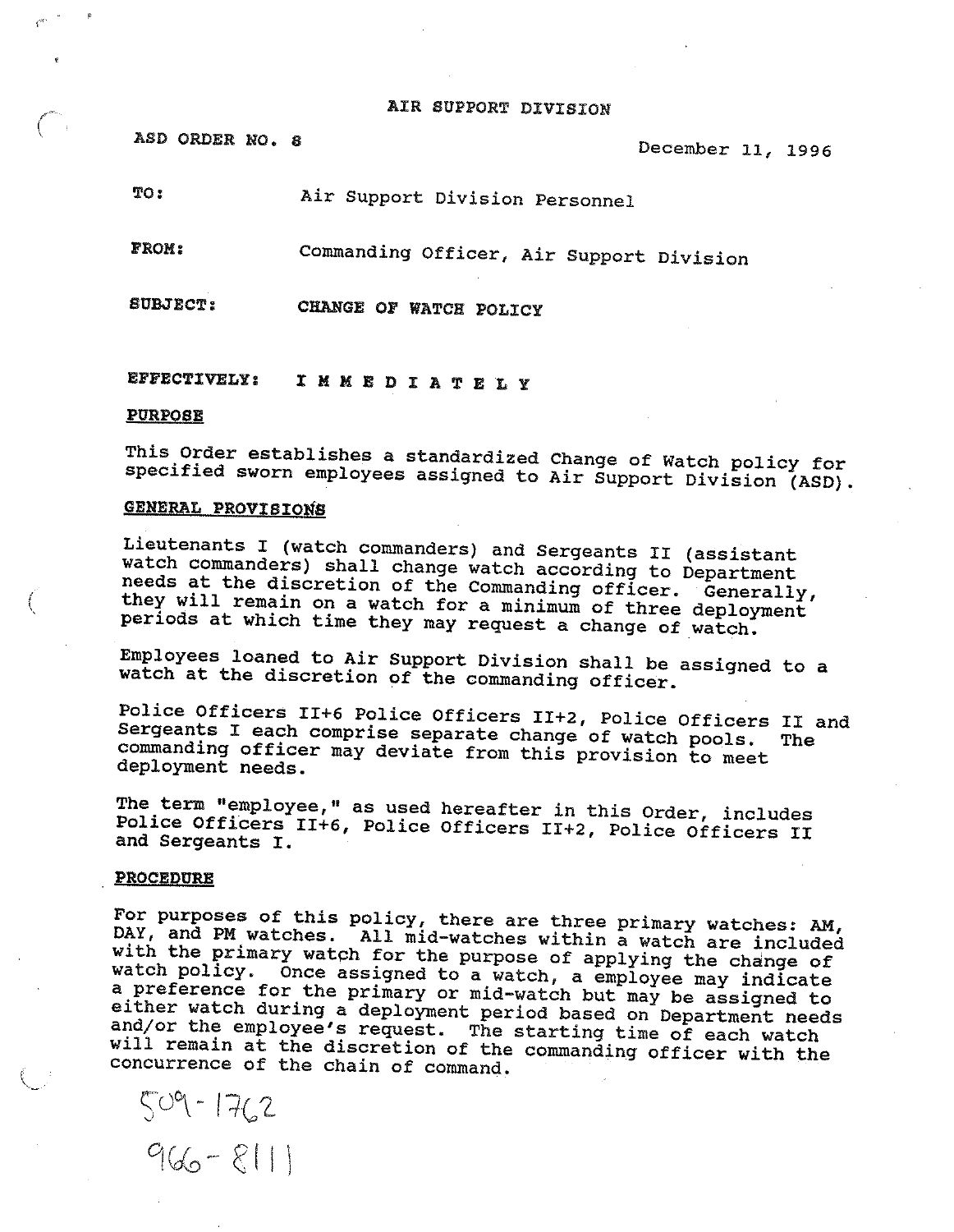# AIR SUPPORT DIVISION

ASD ORDER NO. 8 December 11, 1996

**TO:** Air Support Division Personnel

**FROM:** Commanding Officer, Air Support Division

**SUBJECT:** CHANGE OF WATCH POLICY

**EFFECTIVELY:** I M M E D I A T E L Y

## PURPOSE

This Order establishes a standardized Change of Watch policy for specified sworn employees assigned to Air Support Division (ASD).

## GENERAL PROVISIONS

Lieutenants I (watch commanders) and Sergeants II (assistant watch commanders) shall change watch according to Department needs at the discretion of the Commanding officer. Generally, they will remain on a watch for a minimum of three deployment periods at which time they may request a change of watch.

Employees loaned to Air Support Division shall be assigned to a watch at the discretion of the commanding officer.

Police Officers II+6 Police Officers II+2, Police Officers II and Sergeants I each comprise separate change of watch pools. The commanding officer may deviate from this provision to meet deployment needs.

The term "employee," as used hereafter in this Order, includes Police Officers II+6, Police Officers II+2, Police Officers II and Sergeants I.

## PROCEDURE

For purposes of this policy, there are three primary watches: AM, DAY, and PM watches. All mid-watches within a watch are included with the primary watch for the purpose of applying the change of watch policy. Once assigned to a watch, a employee may indicate a preference for the primary or mid-watch but may be assigned to either watch during a deployment period based on Department needs and/or the employee's request. The starting time of each watch will remain at the discretion of the commanding officer with the concurrence of the chain of command.

509-1762

966-8111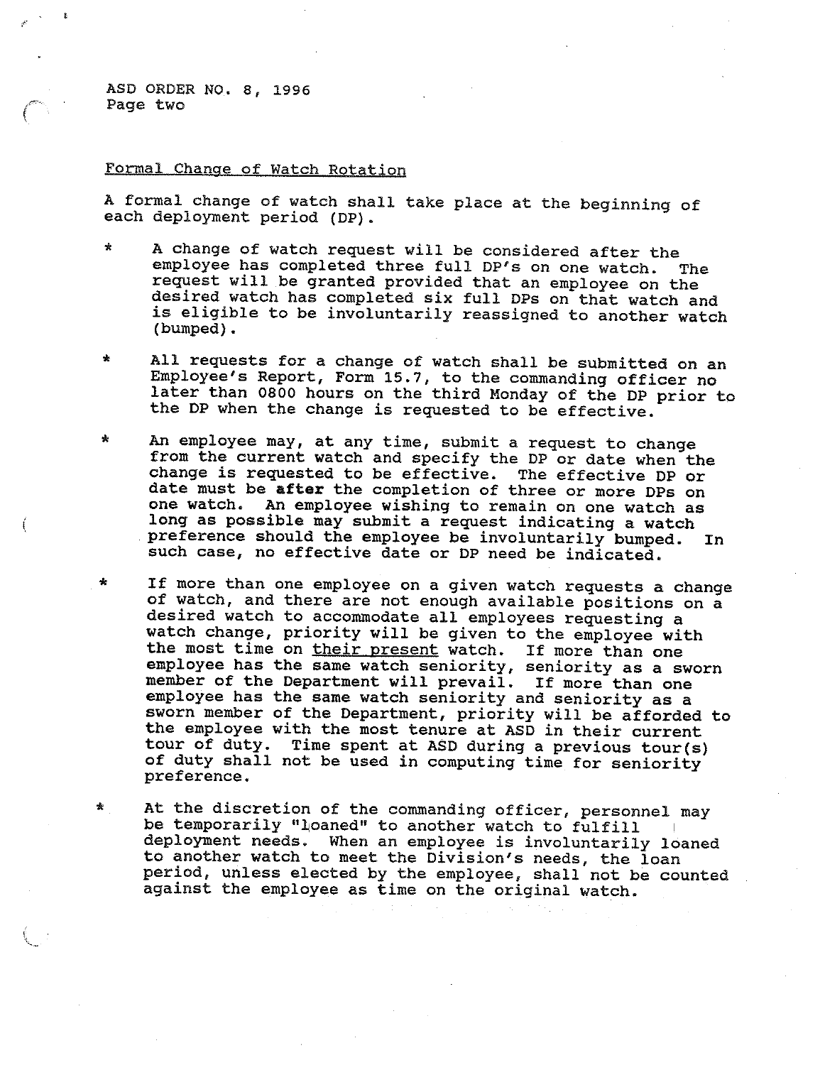ASD ORDER NO. 8, 1996
Page two

<u>Formal Change of Watch Rotation</u>

A formal change of watch shall take place at the beginning of each deployment period (DP).

* A change of watch request will be considered after the employee has completed three full DP's on one watch. The request will be granted provided that an employee on the desired watch has completed six full DPs on that watch and is eligible to be involuntarily reassigned to another watch (bumped).

* All requests for a change of watch shall be submitted on an Employee's Report, Form 15.7, to the commanding officer no later than 0800 hours on the third Monday of the DP prior to the DP when the change is requested to be effective.

* An employee may, at any time, submit a request to change from the current watch and specify the DP or date when the change is requested to be effective. The effective DP or date must be **after** the completion of three or more DPs on one watch. An employee wishing to remain on one watch as long as possible may submit a request indicating a watch preference should the employee be involuntarily bumped. In such case, no effective date or DP need be indicated.

* If more than one employee on a given watch requests a change of watch, and there are not enough available positions on a desired watch to accommodate all employees requesting a watch change, priority will be given to the employee with the most time on <u>their present</u> watch. If more than one employee has the same watch seniority, seniority as a sworn member of the Department will prevail. If more than one employee has the same watch seniority and seniority as a sworn member of the Department, priority will be afforded to the employee with the most tenure at ASD in their current tour of duty. Time spent at ASD during a previous tour(s) of duty shall not be used in computing time for seniority preference.

* At the discretion of the commanding officer, personnel may be temporarily "loaned" to another watch to fulfill deployment needs. When an employee is involuntarily loaned to another watch to meet the Division's needs, the loan period, unless elected by the employee, shall not be counted against the employee as time on the original watch.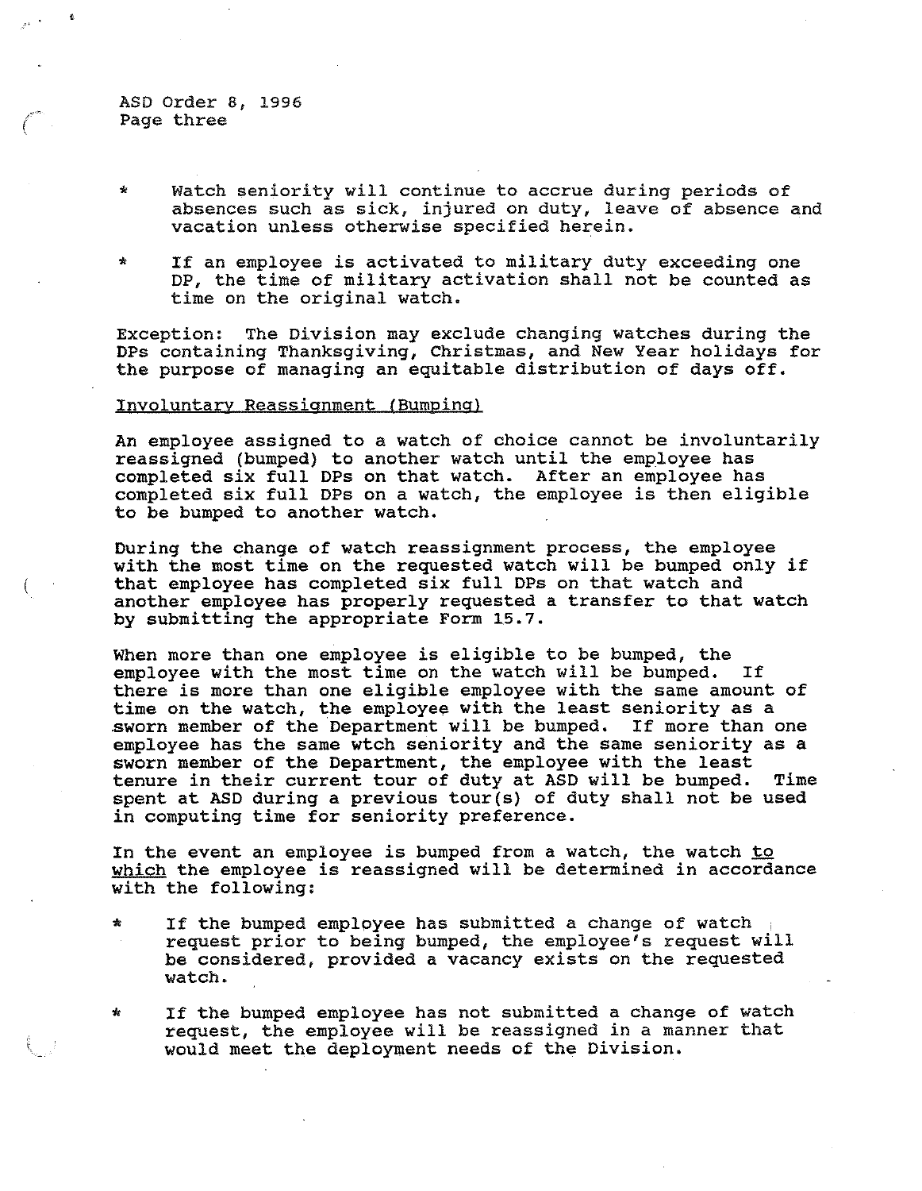*   Watch seniority will continue to accrue during periods of absences such as sick, injured on duty, leave of absence and vacation unless otherwise specified herein.

*   If an employee is activated to military duty exceeding one DP, the time of military activation shall not be counted as time on the original watch.

Exception: The Division may exclude changing watches during the DPs containing Thanksgiving, Christmas, and New Year holidays for the purpose of managing an equitable distribution of days off.

<u>Involuntary Reassignment (Bumping)</u>

An employee assigned to a watch of choice cannot be involuntarily reassigned (bumped) to another watch until the employee has completed six full DPs on that watch. After an employee has completed six full DPs on a watch, the employee is then eligible to be bumped to another watch.

During the change of watch reassignment process, the employee with the most time on the requested watch will be bumped only if that employee has completed six full DPs on that watch and another employee has properly requested a transfer to that watch by submitting the appropriate Form 15.7.

When more than one employee is eligible to be bumped, the employee with the most time on the watch will be bumped. If there is more than one eligible employee with the same amount of time on the watch, the employee with the least seniority as a sworn member of the Department will be bumped. If more than one employee has the same wtch seniority and the same seniority as a sworn member of the Department, the employee with the least tenure in their current tour of duty at ASD will be bumped. Time spent at ASD during a previous tour(s) of duty shall not be used in computing time for seniority preference.

In the event an employee is bumped from a watch, the watch <u>to which</u> the employee is reassigned will be determined in accordance with the following:

*   If the bumped employee has submitted a change of watch request prior to being bumped, the employee's request will be considered, provided a vacancy exists on the requested watch.

*   If the bumped employee has not submitted a change of watch request, the employee will be reassigned in a manner that would meet the deployment needs of the Division.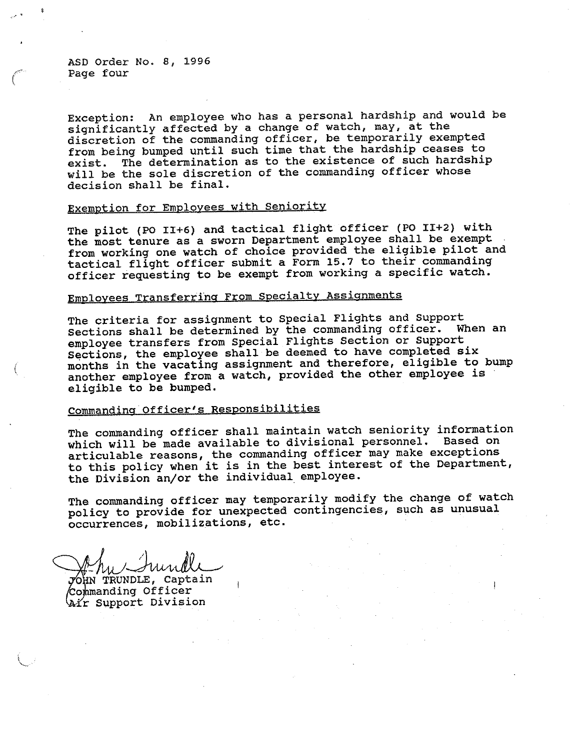ASD Order No. 8, 1996
Page four

Exception: An employee who has a personal hardship and would be significantly affected by a change of watch, may, at the discretion of the commanding officer, be temporarily exempted from being bumped until such time that the hardship ceases to exist. The determination as to the existence of such hardship will be the sole discretion of the commanding officer whose decision shall be final.

Exemption for Employees with Seniority

The pilot (PO II+6) and tactical flight officer (PO II+2) with the most tenure as a sworn Department employee shall be exempt from working one watch of choice provided the eligible pilot and tactical flight officer submit a Form 15.7 to their commanding officer requesting to be exempt from working a specific watch.

Employees Transferring From Specialty Assignments

The criteria for assignment to Special Flights and Support Sections shall be determined by the commanding officer. When an employee transfers from Special Flights Section or Support Sections, the employee shall be deemed to have completed six months in the vacating assignment and therefore, eligible to bump another employee from a watch, provided the other employee is eligible to be bumped.

Commanding Officer's Responsibilities

The commanding officer shall maintain watch seniority information which will be made available to divisional personnel. Based on articulable reasons, the commanding officer may make exceptions to this policy when it is in the best interest of the Department, the Division an/or the individual employee.

The commanding officer may temporarily modify the change of watch policy to provide for unexpected contingencies, such as unusual occurrences, mobilizations, etc.

JOHN TRUNDLE, Captain
Commanding Officer
Air Support Division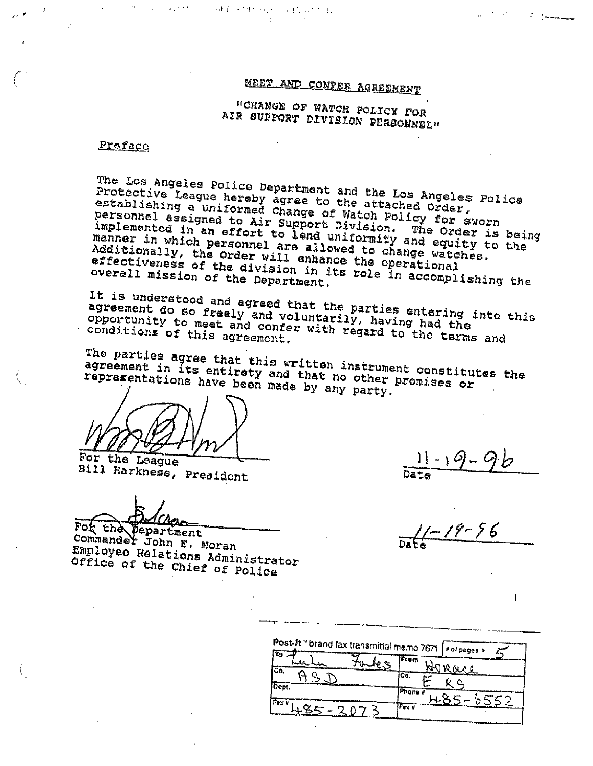## MEET AND CONFER AGREEMENT

### "CHANGE OF WATCH POLICY FOR AIR SUPPORT DIVISION PERSONNEL"

Preface

The Los Angeles Police Department and the Los Angeles Police Protective League hereby agree to the attached Order, establishing a uniformed Change of Watch Policy for sworn personnel assigned to Air Support Division. The Order is being implemented in an effort to lend uniformity and equity to the manner in which personnel are allowed to change watches. Additionally, the Order will enhance the operational effectiveness of the division in its role in accomplishing the overall mission of the Department.

It is understood and agreed that the parties entering into this agreement do so freely and voluntarily, having had the opportunity to meet and confer with regard to the terms and conditions of this agreement.

The parties agree that this written instrument constitutes the agreement in its entirety and that no other promises or representations have been made by any party.

For the League
Bill Harkness, President

11-19-96
Date

For the Department
Commander John E. Moran
Employee Relations Administrator
Office of the Chief of Police

11-19-96
Date

Post-it™ brand fax transmittal memo 7671 | # of pages ▸ 5

| | |
|---|---|
| To Lulu Fontes | From Horace |
| Co. ASD | Co. ERS |
| Dept. | Phone # 485-6552 |
| Fax # 485-2073 | Fax # |